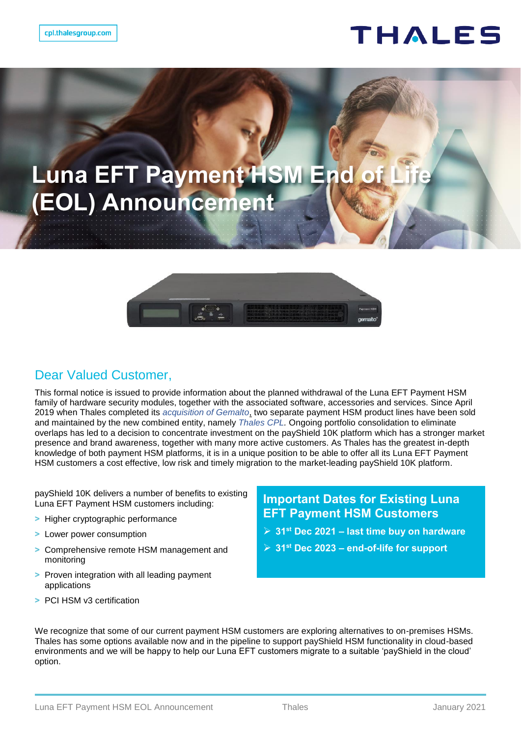cpl.thalesgroup.com

# Luna EFT Payment HSM End of Life (EOL) Announcement

## Dear Valued Customer,

This formal notice is issued to provide information about the planned withdrawal of the Luna EFT Payment HSM family of hardware security modules, together with the associated software, accessories and services. Since April 2019 when Thales completed its *acquisition of Gemalto*, two separate payment HSM product lines have been sold and maintained by the new combined entity, namely *Thales CPL*. Ongoing portfolio consolidation to eliminate overlaps has led to a decision to concentrate investment on the payShield 10K platform which has a stronger market presence and brand awareness, together with many more active customers. As Thales has the greatest in-depth knowledge of both payment HSM platforms, it is in a unique position to be able to offer all its Luna EFT Payment HSM customers a cost effective, low risk and timely migration to the market-leading payShield 10K platform.

payShield 10K delivers a number of benefits to existing Luna EFT Payment HSM customers including:

- Higher cryptographic performance
- Lower power consumption
- Comprehensive remote HSM management and monitoring
- Proven integration with all leading payment applications
- PCI HSM v3 certification

### Important Dates for Existing Luna EFT Payment HSM Customers

- **31st Dec 2021 – last time buy on hardware**
- **31st Dec 2023 – end-of-life for support**

We recognize that some of our current payment HSM customers are exploring alternatives to on-premises HSMs. Thales has some options available now and in the pipeline to support payShield HSM functionality in cloud-based environments and we will be happy to help our Luna EFT customers migrate to a suitable 'payShield in the cloud' option.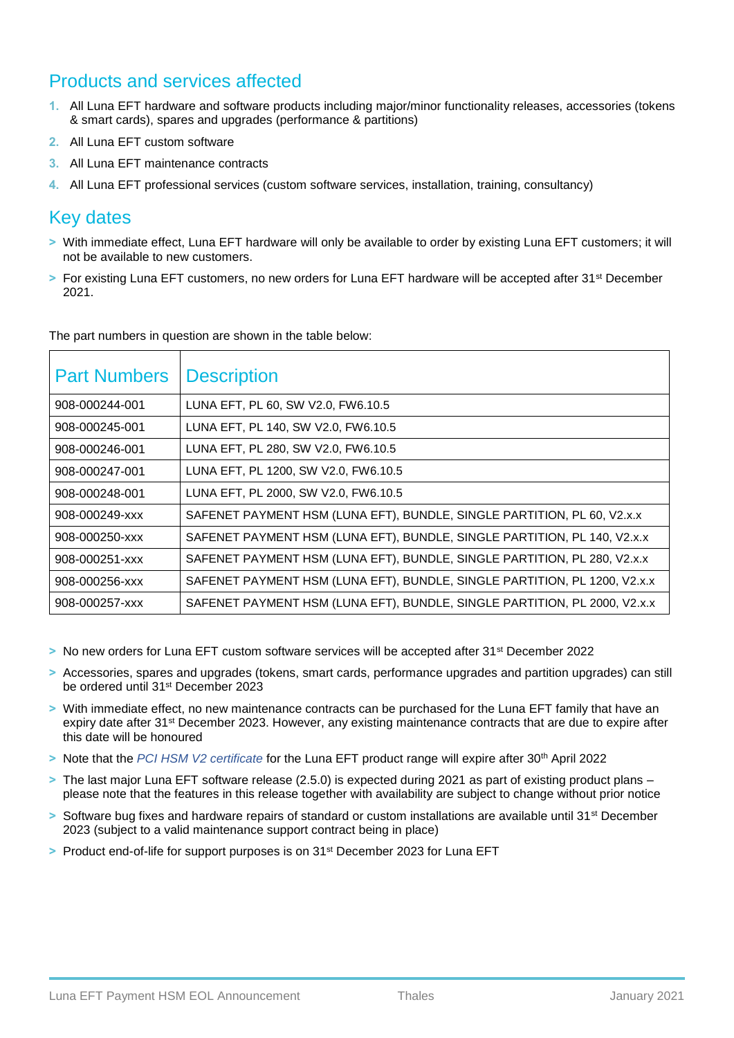## Products and services affected

1. All Luna EFT hardware and software products including major/minor functionality releases, accessories (tokens & smart cards), spares and upgrades (performance & partitions)
2. All Luna EFT custom software
3. All Luna EFT maintenance contracts
4. All Luna EFT professional services (custom software services, installation, training, consultancy)

## Key dates

- With immediate effect, Luna EFT hardware will only be available to order by existing Luna EFT customers; it will not be available to new customers.
- For existing Luna EFT customers, no new orders for Luna EFT hardware will be accepted after 31st December 2021.

The part numbers in question are shown in the table below:

| Part Numbers | Description |
|---|---|
| 908-000244-001 | LUNA EFT, PL 60, SW V2.0, FW6.10.5 |
| 908-000245-001 | LUNA EFT, PL 140, SW V2.0, FW6.10.5 |
| 908-000246-001 | LUNA EFT, PL 280, SW V2.0, FW6.10.5 |
| 908-000247-001 | LUNA EFT, PL 1200, SW V2.0, FW6.10.5 |
| 908-000248-001 | LUNA EFT, PL 2000, SW V2.0, FW6.10.5 |
| 908-000249-xxx | SAFENET PAYMENT HSM (LUNA EFT), BUNDLE, SINGLE PARTITION, PL 60, V2.x.x |
| 908-000250-xxx | SAFENET PAYMENT HSM (LUNA EFT), BUNDLE, SINGLE PARTITION, PL 140, V2.x.x |
| 908-000251-xxx | SAFENET PAYMENT HSM (LUNA EFT), BUNDLE, SINGLE PARTITION, PL 280, V2.x.x |
| 908-000256-xxx | SAFENET PAYMENT HSM (LUNA EFT), BUNDLE, SINGLE PARTITION, PL 1200, V2.x.x |
| 908-000257-xxx | SAFENET PAYMENT HSM (LUNA EFT), BUNDLE, SINGLE PARTITION, PL 2000, V2.x.x |

- No new orders for Luna EFT custom software services will be accepted after 31st December 2022
- Accessories, spares and upgrades (tokens, smart cards, performance upgrades and partition upgrades) can still be ordered until 31st December 2023
- With immediate effect, no new maintenance contracts can be purchased for the Luna EFT family that have an expiry date after 31st December 2023. However, any existing maintenance contracts that are due to expire after this date will be honoured
- Note that the *PCI HSM V2 certificate* for the Luna EFT product range will expire after 30th April 2022
- The last major Luna EFT software release (2.5.0) is expected during 2021 as part of existing product plans – please note that the features in this release together with availability are subject to change without prior notice
- Software bug fixes and hardware repairs of standard or custom installations are available until 31st December 2023 (subject to a valid maintenance support contract being in place)
- Product end-of-life for support purposes is on 31st December 2023 for Luna EFT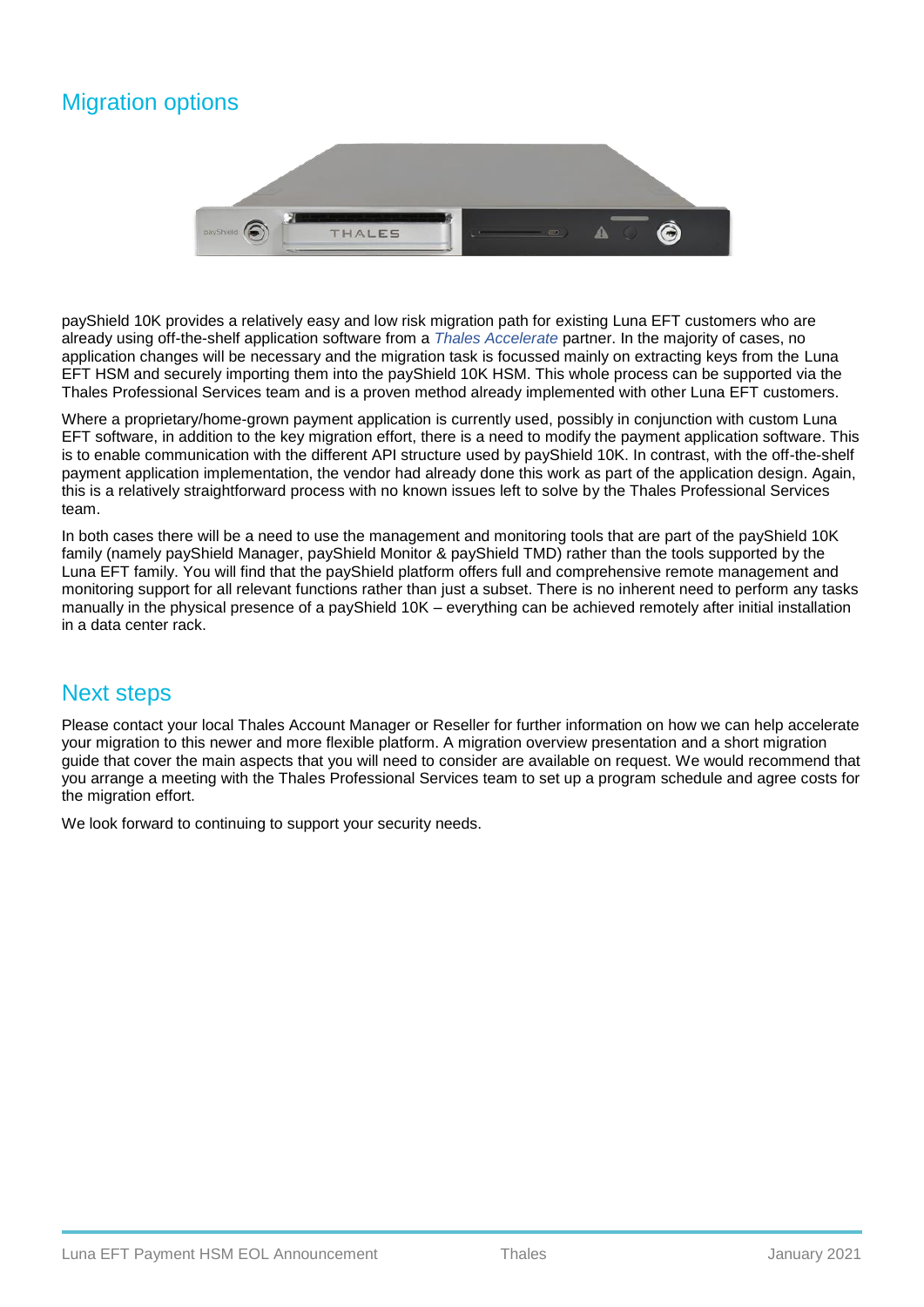## Migration options

payShield 10K provides a relatively easy and low risk migration path for existing Luna EFT customers who are already using off-the-shelf application software from a *Thales Accelerate* partner. In the majority of cases, no application changes will be necessary and the migration task is focussed mainly on extracting keys from the Luna EFT HSM and securely importing them into the payShield 10K HSM. This whole process can be supported via the Thales Professional Services team and is a proven method already implemented with other Luna EFT customers.

Where a proprietary/home-grown payment application is currently used, possibly in conjunction with custom Luna EFT software, in addition to the key migration effort, there is a need to modify the payment application software. This is to enable communication with the different API structure used by payShield 10K. In contrast, with the off-the-shelf payment application implementation, the vendor had already done this work as part of the application design. Again, this is a relatively straightforward process with no known issues left to solve by the Thales Professional Services team.

In both cases there will be a need to use the management and monitoring tools that are part of the payShield 10K family (namely payShield Manager, payShield Monitor & payShield TMD) rather than the tools supported by the Luna EFT family. You will find that the payShield platform offers full and comprehensive remote management and monitoring support for all relevant functions rather than just a subset. There is no inherent need to perform any tasks manually in the physical presence of a payShield 10K – everything can be achieved remotely after initial installation in a data center rack.

## Next steps

Please contact your local Thales Account Manager or Reseller for further information on how we can help accelerate your migration to this newer and more flexible platform. A migration overview presentation and a short migration guide that cover the main aspects that you will need to consider are available on request. We would recommend that you arrange a meeting with the Thales Professional Services team to set up a program schedule and agree costs for the migration effort.

We look forward to continuing to support your security needs.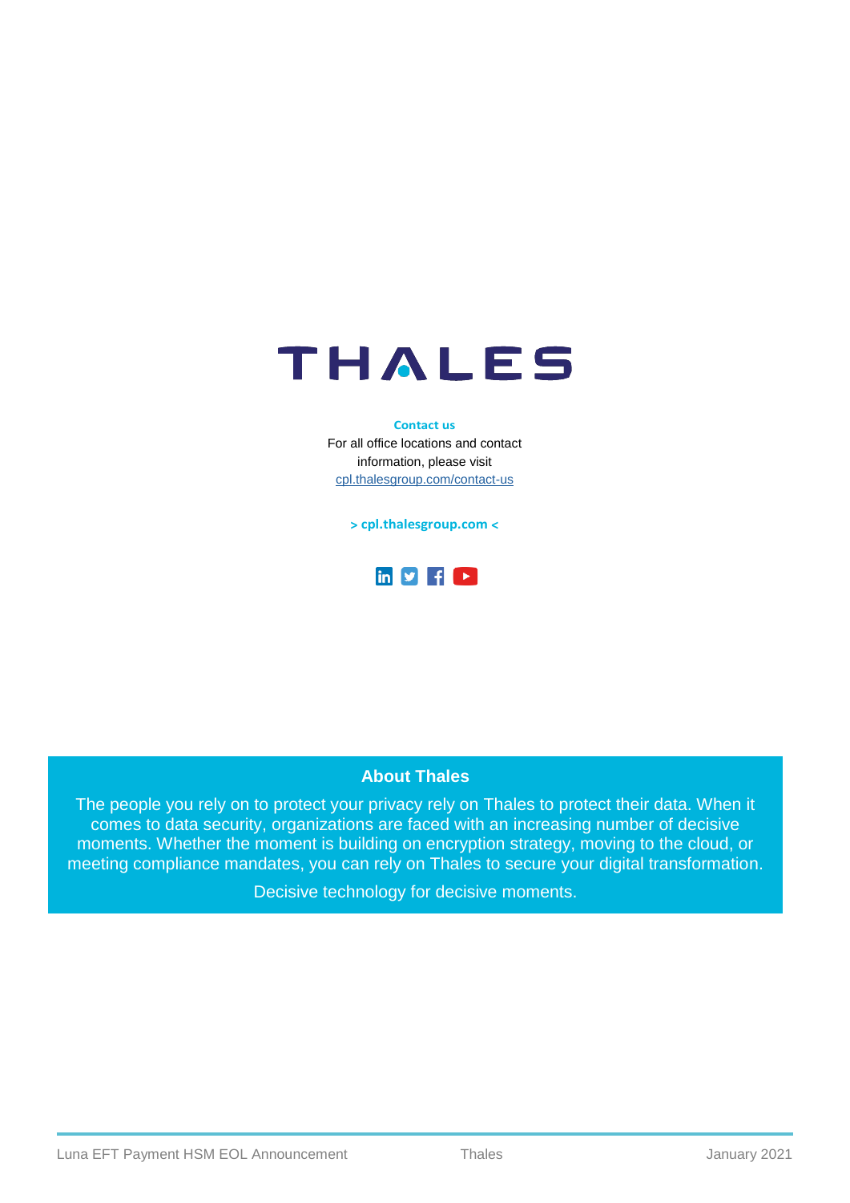THALES

**Contact us**

For all office locations and contact information, please visit [cpl.thalesgroup.com/contact-us](https://cpl.thalesgroup.com/contact-us)

**> cpl.thalesgroup.com <**

## About Thales

The people you rely on to protect your privacy rely on Thales to protect their data. When it comes to data security, organizations are faced with an increasing number of decisive moments. Whether the moment is building on encryption strategy, moving to the cloud, or meeting compliance mandates, you can rely on Thales to secure your digital transformation.

Decisive technology for decisive moments.